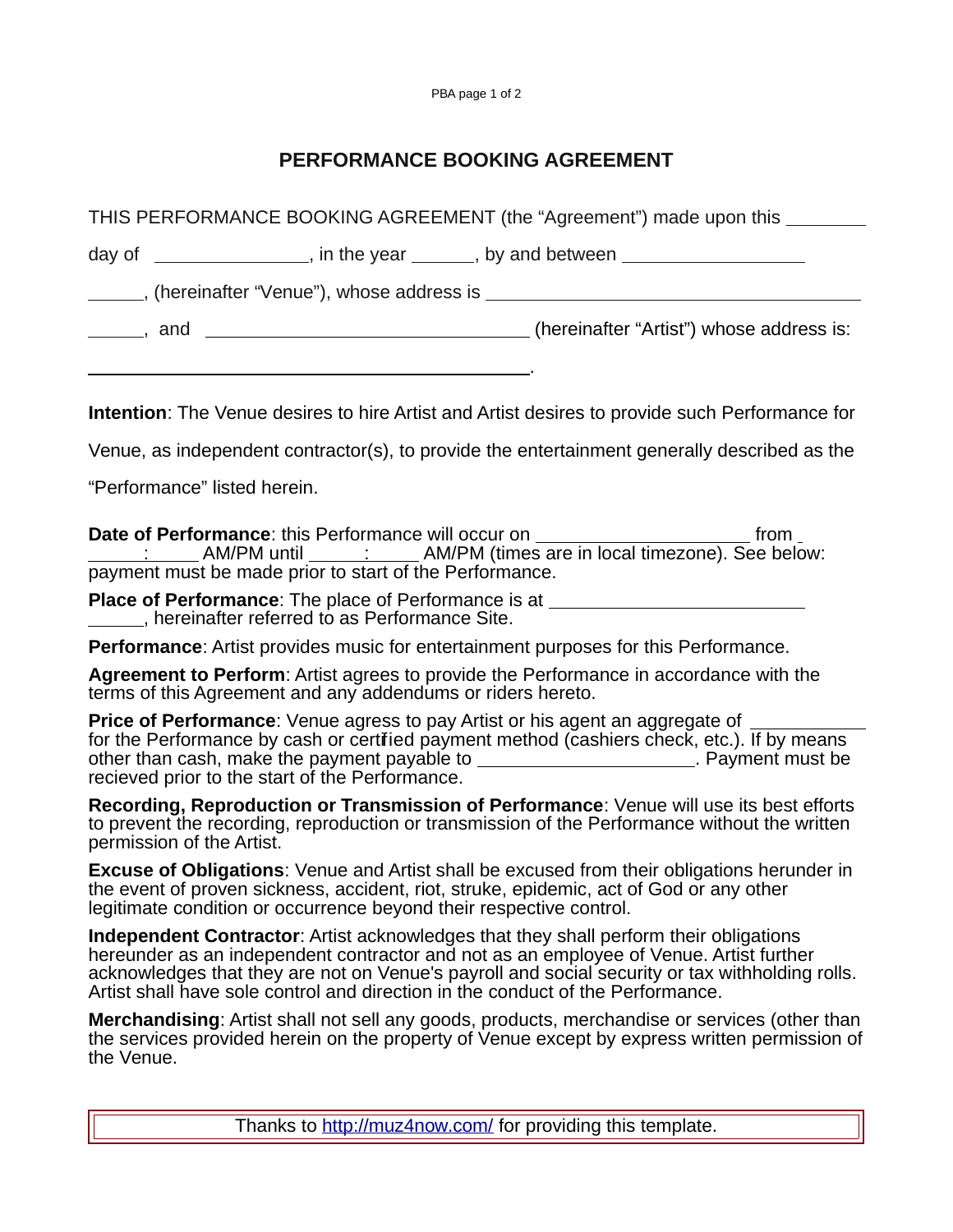# PERFORMANCE BOOKING AGREEMENT

THIS PERFORMANCE BOOKING AGREEMENT (the "Agreement") made upon this ________ day of ______________, in the year ______, by and between __________________ ______, (hereinafter "Venue"), whose address is ______________________________________ ______, and ________________________________ (hereinafter "Artist") whose address is: ____________________________________________.

**Intention**: The Venue desires to hire Artist and Artist desires to provide such Performance for Venue, as independent contractor(s), to provide the entertainment generally described as the "Performance" listed herein.

**Date of Performance**: this Performance will occur on _____________________ from _____:_____ AM/PM until _____:_____ AM/PM (times are in local timezone). See below: payment must be made prior to start of the Performance.

**Place of Performance**: The place of Performance is at __________________________ ______, hereinafter referred to as Performance Site.

**Performance**: Artist provides music for entertainment purposes for this Performance.

**Agreement to Perform**: Artist agrees to provide the Performance in accordance with the terms of this Agreement and any addendums or riders hereto.

**Price of Performance**: Venue agress to pay Artist or his agent an aggregate of ___________ for the Performance by cash or certified payment method (cashiers check, etc.). If by means other than cash, make the payment payable to ______________________. Payment must be recieved prior to the start of the Performance.

**Recording, Reproduction or Transmission of Performance**: Venue will use its best efforts to prevent the recording, reproduction or transmission of the Performance without the written permission of the Artist.

**Excuse of Obligations**: Venue and Artist shall be excused from their obligations herunder in the event of proven sickness, accident, riot, struke, epidemic, act of God or any other legitimate condition or occurrence beyond their respective control.

**Independent Contractor**: Artist acknowledges that they shall perform their obligations hereunder as an independent contractor and not as an employee of Venue. Artist further acknowledges that they are not on Venue's payroll and social security or tax withholding rolls. Artist shall have sole control and direction in the conduct of the Performance.

**Merchandising**: Artist shall not sell any goods, products, merchandise or services (other than the services provided herein on the property of Venue except by express written permission of the Venue.

Thanks to http://muz4now.com/ for providing this template.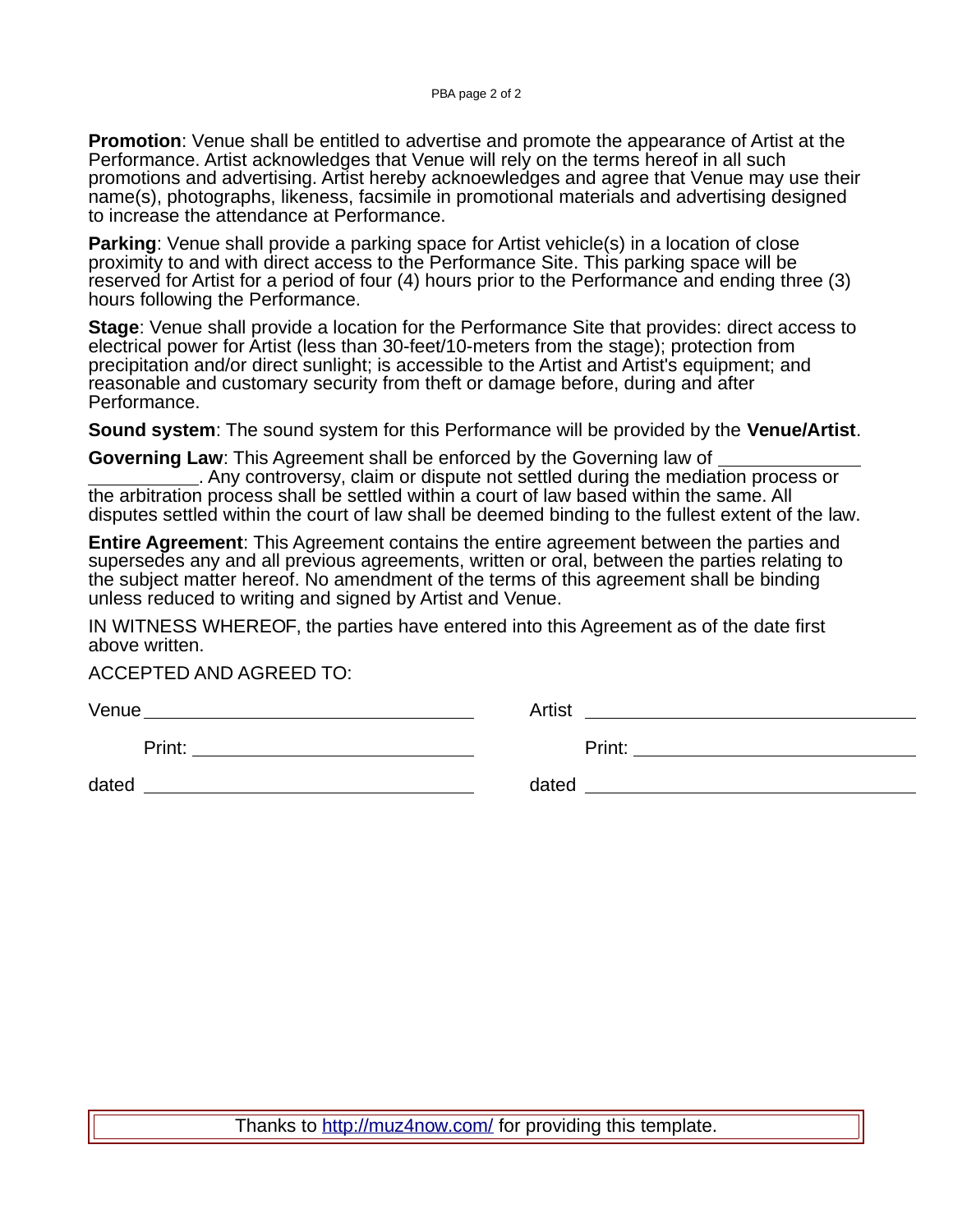**Promotion**: Venue shall be entitled to advertise and promote the appearance of Artist at the Performance. Artist acknowledges that Venue will rely on the terms hereof in all such promotions and advertising. Artist hereby acknoewledges and agree that Venue may use their name(s), photographs, likeness, facsimile in promotional materials and advertising designed to increase the attendance at Performance.

**Parking**: Venue shall provide a parking space for Artist vehicle(s) in a location of close proximity to and with direct access to the Performance Site. This parking space will be reserved for Artist for a period of four (4) hours prior to the Performance and ending three (3) hours following the Performance.

**Stage**: Venue shall provide a location for the Performance Site that provides: direct access to electrical power for Artist (less than 30-feet/10-meters from the stage); protection from precipitation and/or direct sunlight; is accessible to the Artist and Artist's equipment; and reasonable and customary security from theft or damage before, during and after Performance.

**Sound system**: The sound system for this Performance will be provided by the **Venue/Artist**.

**Governing Law**: This Agreement shall be enforced by the Governing law of ______________________. Any controversy, claim or dispute not settled during the mediation process or the arbitration process shall be settled within a court of law based within the same. All disputes settled within the court of law shall be deemed binding to the fullest extent of the law.

**Entire Agreement**: This Agreement contains the entire agreement between the parties and supersedes any and all previous agreements, written or oral, between the parties relating to the subject matter hereof. No amendment of the terms of this agreement shall be binding unless reduced to writing and signed by Artist and Venue.

IN WITNESS WHEREOF, the parties have entered into this Agreement as of the date first above written.

ACCEPTED AND AGREED TO:

Venue ______________________________ Artist ______________________________

Print: ______________________________ Print: ______________________________

dated ______________________________ dated ______________________________

Thanks to http://muz4now.com/ for providing this template.